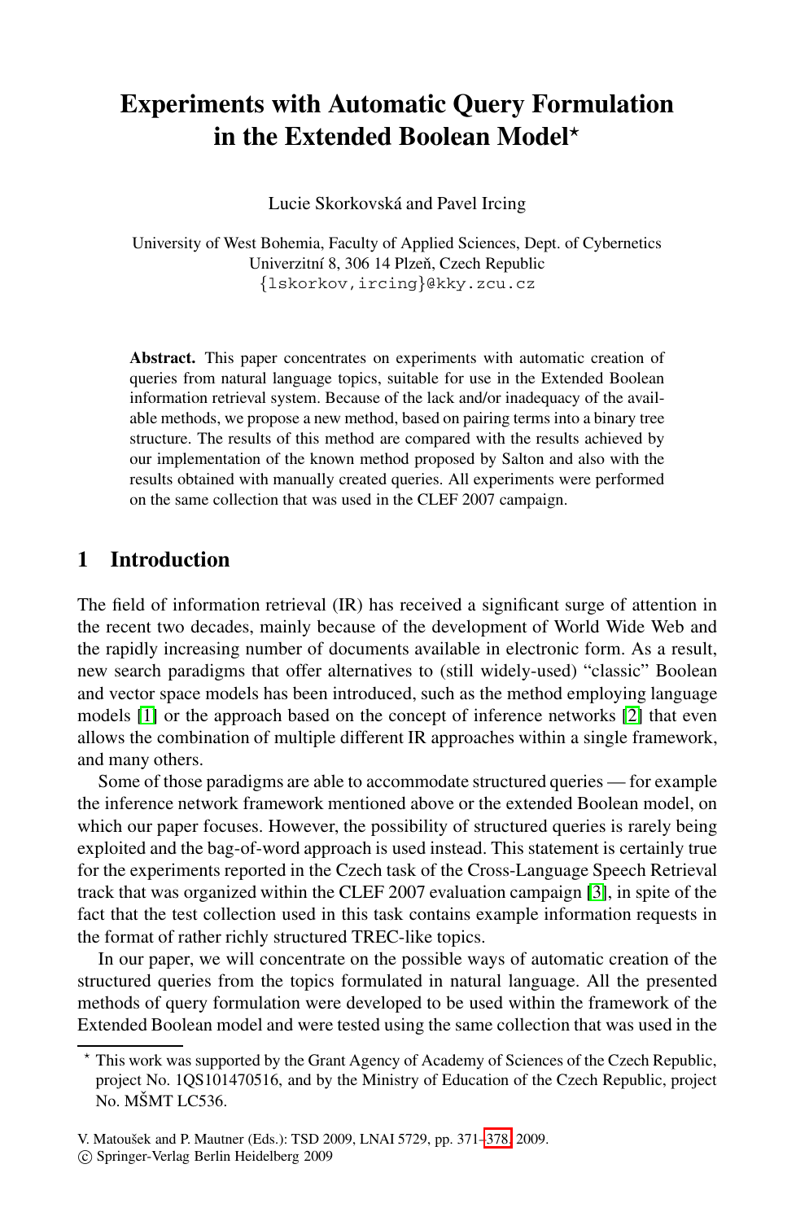# Experiments with Automatic Query Formulation in the Extended Boolean Model*

Lucie Skorkovská and Pavel Ircing

University of West Bohemia, Faculty of Applied Sciences, Dept. of Cybernetics
Univerzitní 8, 306 14 Plzeň, Czech Republic
{lskorkov,ircing}@kky.zcu.cz

**Abstract.** This paper concentrates on experiments with automatic creation of queries from natural language topics, suitable for use in the Extended Boolean information retrieval system. Because of the lack and/or inadequacy of the available methods, we propose a new method, based on pairing terms into a binary tree structure. The results of this method are compared with the results achieved by our implementation of the known method proposed by Salton and also with the results obtained with manually created queries. All experiments were performed on the same collection that was used in the CLEF 2007 campaign.

## 1 Introduction

The field of information retrieval (IR) has received a significant surge of attention in the recent two decades, mainly because of the development of World Wide Web and the rapidly increasing number of documents available in electronic form. As a result, new search paradigms that offer alternatives to (still widely-used) "classic" Boolean and vector space models has been introduced, such as the method employing language models [1] or the approach based on the concept of inference networks [2] that even allows the combination of multiple different IR approaches within a single framework, and many others.

Some of those paradigms are able to accommodate structured queries — for example the inference network framework mentioned above or the extended Boolean model, on which our paper focuses. However, the possibility of structured queries is rarely being exploited and the bag-of-word approach is used instead. This statement is certainly true for the experiments reported in the Czech task of the Cross-Language Speech Retrieval track that was organized within the CLEF 2007 evaluation campaign [3], in spite of the fact that the test collection used in this task contains example information requests in the format of rather richly structured TREC-like topics.

In our paper, we will concentrate on the possible ways of automatic creation of the structured queries from the topics formulated in natural language. All the presented methods of query formulation were developed to be used within the framework of the Extended Boolean model and were tested using the same collection that was used in the

* This work was supported by the Grant Agency of Academy of Sciences of the Czech Republic, project No. 1QS101470516, and by the Ministry of Education of the Czech Republic, project No. MŠMT LC536.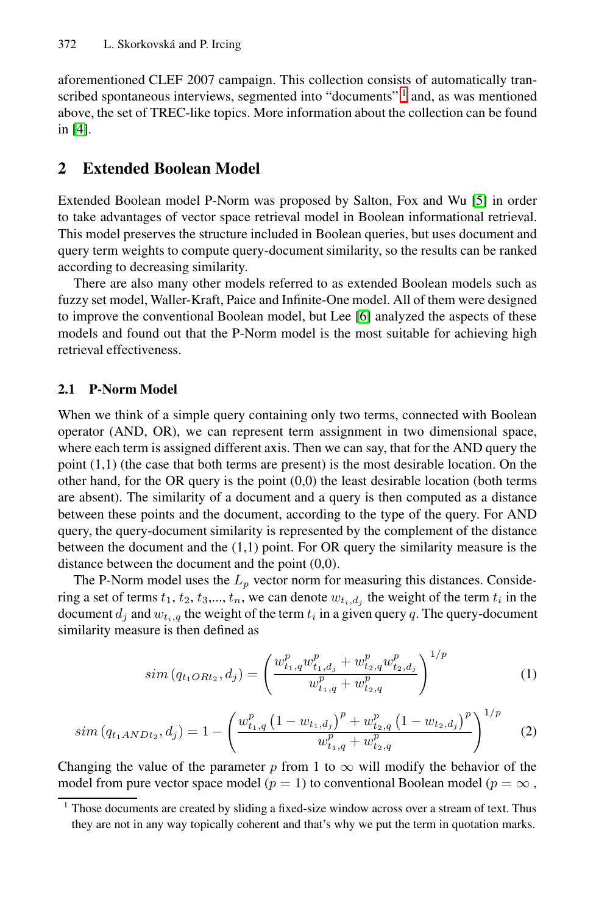aforementioned CLEF 2007 campaign. This collection consists of automatically transcribed spontaneous interviews, segmented into "documents"[1] and, as was mentioned above, the set of TREC-like topics. More information about the collection can be found in [4].

## 2 Extended Boolean Model

Extended Boolean model P-Norm was proposed by Salton, Fox and Wu [5] in order to take advantages of vector space retrieval model in Boolean informational retrieval. This model preserves the structure included in Boolean queries, but uses document and query term weights to compute query-document similarity, so the results can be ranked according to decreasing similarity.

There are also many other models referred to as extended Boolean models such as fuzzy set model, Waller-Kraft, Paice and Infinite-One model. All of them were designed to improve the conventional Boolean model, but Lee [6] analyzed the aspects of these models and found out that the P-Norm model is the most suitable for achieving high retrieval effectiveness.

### 2.1 P-Norm Model

When we think of a simple query containing only two terms, connected with Boolean operator (AND, OR), we can represent term assignment in two dimensional space, where each term is assigned different axis. Then we can say, that for the AND query the point (1,1) (the case that both terms are present) is the most desirable location. On the other hand, for the OR query is the point (0,0) the least desirable location (both terms are absent). The similarity of a document and a query is then computed as a distance between these points and the document, according to the type of the query. For AND query, the query-document similarity is represented by the complement of the distance between the document and the (1,1) point. For OR query the similarity measure is the distance between the document and the point (0,0).

The P-Norm model uses the $L_p$ vector norm for measuring this distances. Considering a set of terms $t_1$, $t_2$, $t_3$,..., $t_n$, we can denote $w_{t_i,d_j}$ the weight of the term $t_i$ in the document $d_j$ and $w_{t_i,q}$ the weight of the term $t_i$ in a given query $q$. The query-document similarity measure is then defined as

$$sim\left(q_{t_1 OR t_2}, d_j\right) = \left(\frac{w^p_{t_1,q} w^p_{t_1,d_j} + w^p_{t_2,q} w^p_{t_2,d_j}}{w^p_{t_1,q} + w^p_{t_2,q}}\right)^{1/p} \tag{1}$$

$$sim\left(q_{t_1 AND t_2}, d_j\right) = 1 - \left(\frac{w^p_{t_1,q}\left(1 - w_{t_1,d_j}\right)^p + w^p_{t_2,q}\left(1 - w_{t_2,d_j}\right)^p}{w^p_{t_1,q} + w^p_{t_2,q}}\right)^{1/p} \tag{2}$$

Changing the value of the parameter $p$ from 1 to $\infty$ will modify the behavior of the model from pure vector space model ($p = 1$) to conventional Boolean model ($p = \infty$ ,

[1] Those documents are created by sliding a fixed-size window across over a stream of text. Thus they are not in any way topically coherent and that's why we put the term in quotation marks.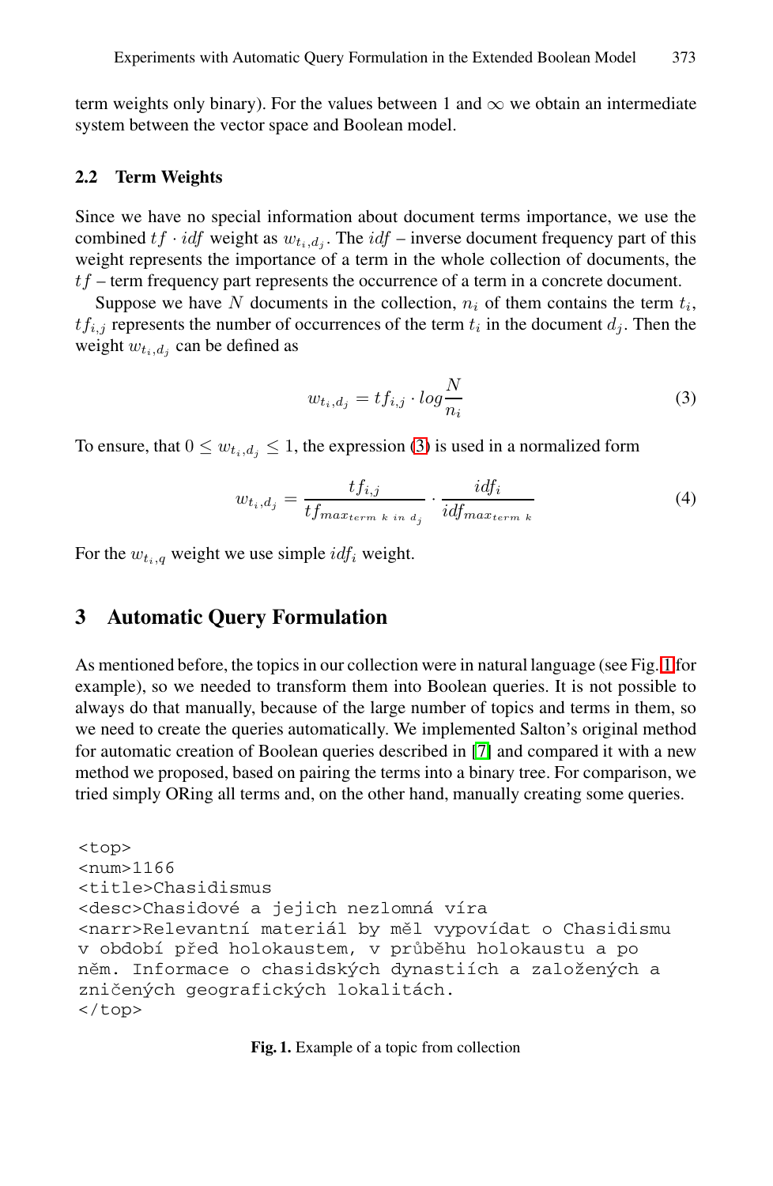term weights only binary). For the values between 1 and $\infty$ we obtain an intermediate system between the vector space and Boolean model.

### 2.2 Term Weights

Since we have no special information about document terms importance, we use the combined $tf \cdot idf$ weight as $w_{t_i,d_j}$. The $idf$ – inverse document frequency part of this weight represents the importance of a term in the whole collection of documents, the $tf$ – term frequency part represents the occurrence of a term in a concrete document.

Suppose we have $N$ documents in the collection, $n_i$ of them contains the term $t_i$, $tf_{i,j}$ represents the number of occurrences of the term $t_i$ in the document $d_j$. Then the weight $w_{t_i,d_j}$ can be defined as

$$w_{t_i,d_j} = tf_{i,j} \cdot log \frac{N}{n_i} \tag{3}$$

To ensure, that $0 \leq w_{t_i,d_j} \leq 1$, the expression (3) is used in a normalized form

$$w_{t_i,d_j} = \frac{tf_{i,j}}{tf_{max_{term\ k\ in\ d_j}}} \cdot \frac{idf_i}{idf_{max_{term\ k}}} \tag{4}$$

For the $w_{t_i,q}$ weight we use simple $idf_i$ weight.

## 3 Automatic Query Formulation

As mentioned before, the topics in our collection were in natural language (see Fig. 1 for example), so we needed to transform them into Boolean queries. It is not possible to always do that manually, because of the large number of topics and terms in them, so we need to create the queries automatically. We implemented Salton's original method for automatic creation of Boolean queries described in [7] and compared it with a new method we proposed, based on pairing the terms into a binary tree. For comparison, we tried simply ORing all terms and, on the other hand, manually creating some queries.

```
<top>
<num>1166
<title>Chasidismus
<desc>Chasidové a jejich nezlomná víra
<narr>Relevantní materiál by měl vypovídat o Chasidismu
v období před holokaustem, v průběhu holokaustu a po
něm. Informace o chasidských dynastiích a založených a
zničených geografických lokalitách.
</top>
```

**Fig. 1.** Example of a topic from collection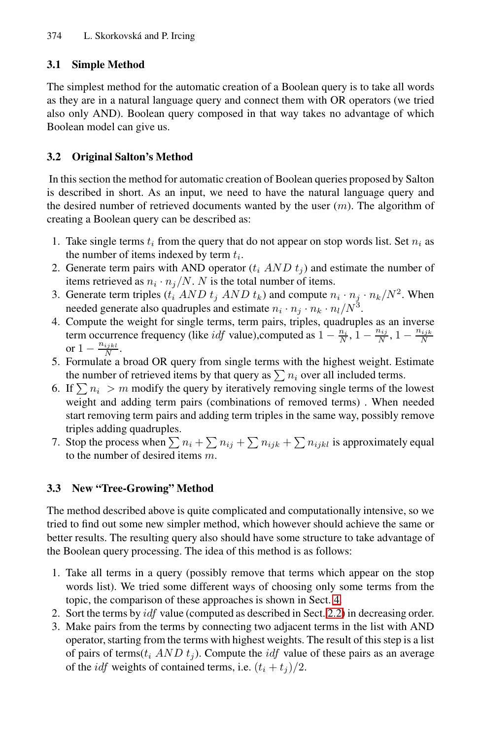### 3.1 Simple Method

The simplest method for the automatic creation of a Boolean query is to take all words as they are in a natural language query and connect them with OR operators (we tried also only AND). Boolean query composed in that way takes no advantage of which Boolean model can give us.

### 3.2 Original Salton's Method

In this section the method for automatic creation of Boolean queries proposed by Salton is described in short. As an input, we need to have the natural language query and the desired number of retrieved documents wanted by the user ($m$). The algorithm of creating a Boolean query can be described as:

1. Take single terms $t_i$ from the query that do not appear on stop words list. Set $n_i$ as the number of items indexed by term $t_i$.
2. Generate term pairs with AND operator ($t_i\ AND\ t_j$) and estimate the number of items retrieved as $n_i \cdot n_j / N$. $N$ is the total number of items.
3. Generate term triples ($t_i\ AND\ t_j\ AND\ t_k$) and compute $n_i \cdot n_j \cdot n_k / N^2$. When needed generate also quadruples and estimate $n_i \cdot n_j \cdot n_k \cdot n_l / N^3$.
4. Compute the weight for single terms, term pairs, triples, quadruples as an inverse term occurrence frequency (like $idf$ value),computed as $1 - \frac{n_i}{N}$, $1 - \frac{n_{ij}}{N}$, $1 - \frac{n_{ijk}}{N}$ or $1 - \frac{n_{ijkl}}{N}$.
5. Formulate a broad OR query from single terms with the highest weight. Estimate the number of retrieved items by that query as $\sum n_i$ over all included terms.
6. If $\sum n_i > m$ modify the query by iteratively removing single terms of the lowest weight and adding term pairs (combinations of removed terms) . When needed start removing term pairs and adding term triples in the same way, possibly remove triples adding quadruples.
7. Stop the process when $\sum n_i + \sum n_{ij} + \sum n_{ijk} + \sum n_{ijkl}$ is approximately equal to the number of desired items $m$.

### 3.3 New "Tree-Growing" Method

The method described above is quite complicated and computationally intensive, so we tried to find out some new simpler method, which however should achieve the same or better results. The resulting query also should have some structure to take advantage of the Boolean query processing. The idea of this method is as follows:

1. Take all terms in a query (possibly remove that terms which appear on the stop words list). We tried some different ways of choosing only some terms from the topic, the comparison of these approaches is shown in Sect. 4.
2. Sort the terms by $idf$ value (computed as described in Sect. 2.2) in decreasing order.
3. Make pairs from the terms by connecting two adjacent terms in the list with AND operator, starting from the terms with highest weights. The result of this step is a list of pairs of terms($t_i\ AND\ t_j$). Compute the $idf$ value of these pairs as an average of the $idf$ weights of contained terms, i.e. $(t_i + t_j)/2$.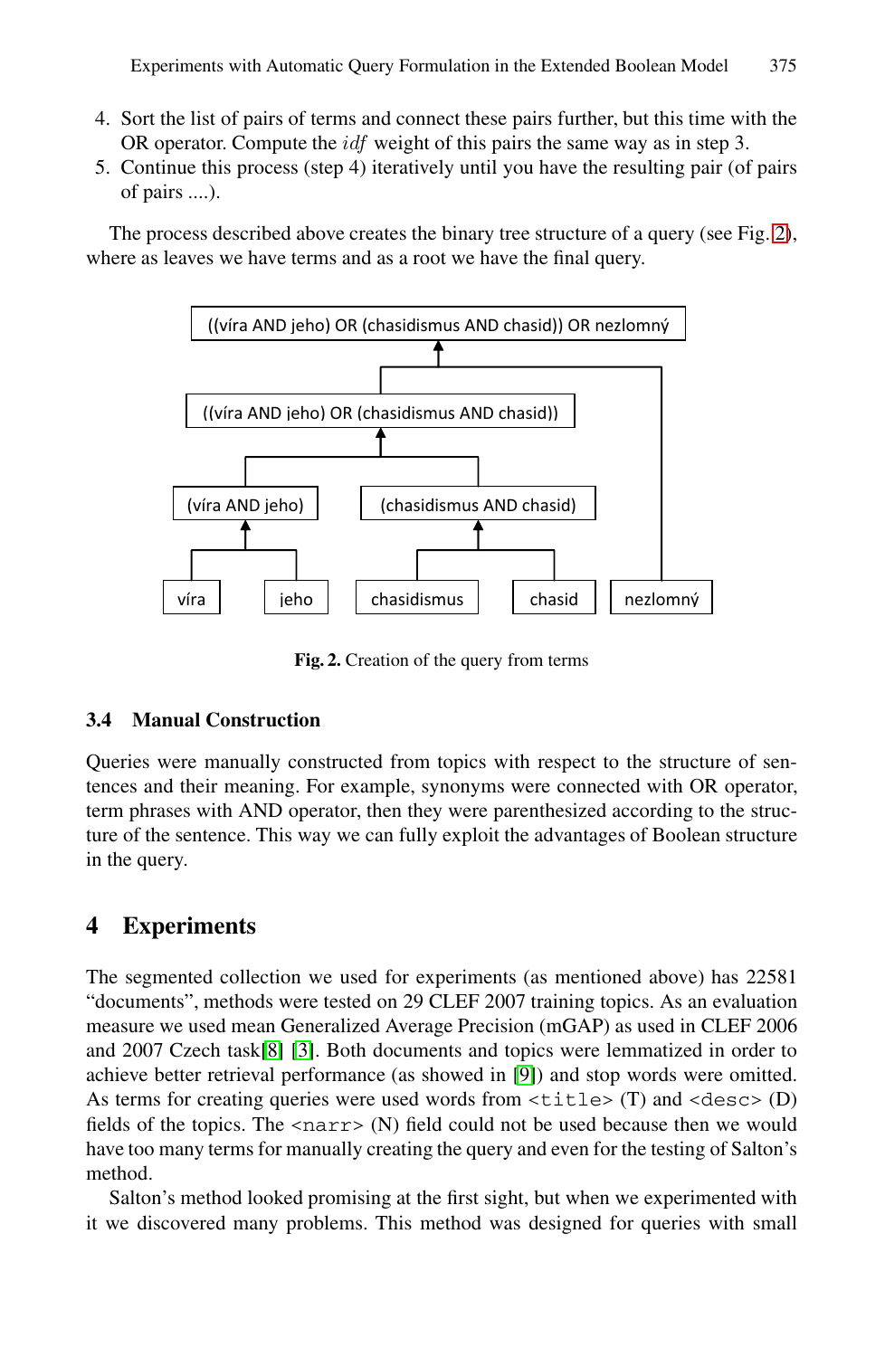4. Sort the list of pairs of terms and connect these pairs further, but this time with the OR operator. Compute the $idf$ weight of this pairs the same way as in step 3.
5. Continue this process (step 4) iteratively until you have the resulting pair (of pairs of pairs ....).

The process described above creates the binary tree structure of a query (see Fig. 2), where as leaves we have terms and as a root we have the final query.

**Fig. 2.** Creation of the query from terms

### 3.4 Manual Construction

Queries were manually constructed from topics with respect to the structure of sentences and their meaning. For example, synonyms were connected with OR operator, term phrases with AND operator, then they were parenthesized according to the structure of the sentence. This way we can fully exploit the advantages of Boolean structure in the query.

## 4 Experiments

The segmented collection we used for experiments (as mentioned above) has 22581 "documents", methods were tested on 29 CLEF 2007 training topics. As an evaluation measure we used mean Generalized Average Precision (mGAP) as used in CLEF 2006 and 2007 Czech task[8] [3]. Both documents and topics were lemmatized in order to achieve better retrieval performance (as showed in [9]) and stop words were omitted. As terms for creating queries were used words from `<title>` (T) and `<desc>` (D) fields of the topics. The `<narr>` (N) field could not be used because then we would have too many terms for manually creating the query and even for the testing of Salton's method.

Salton's method looked promising at the first sight, but when we experimented with it we discovered many problems. This method was designed for queries with small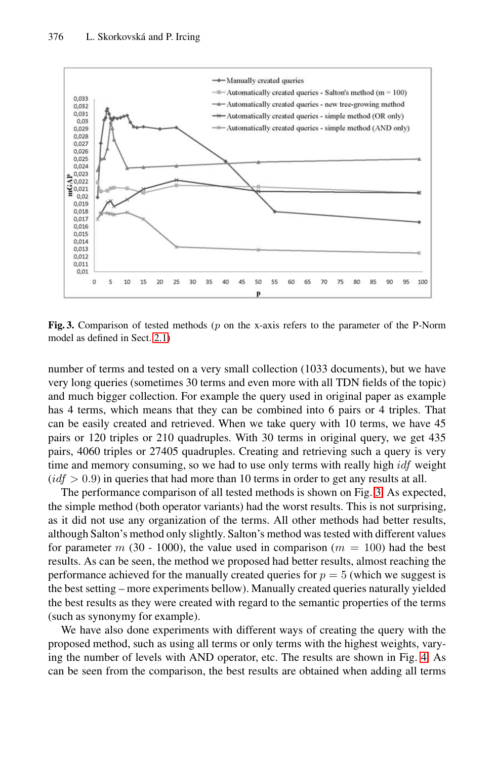**Fig. 3.** Comparison of tested methods ($p$ on the x-axis refers to the parameter of the P-Norm model as defined in Sect. 2.1)

number of terms and tested on a very small collection (1033 documents), but we have very long queries (sometimes 30 terms and even more with all TDN fields of the topic) and much bigger collection. For example the query used in original paper as example has 4 terms, which means that they can be combined into 6 pairs or 4 triples. That can be easily created and retrieved. When we take query with 10 terms, we have 45 pairs or 120 triples or 210 quadruples. With 30 terms in original query, we get 435 pairs, 4060 triples or 27405 quadruples. Creating and retrieving such a query is very time and memory consuming, so we had to use only terms with really high $idf$ weight ($idf > 0.9$) in queries that had more than 10 terms in order to get any results at all.

The performance comparison of all tested methods is shown on Fig. 3. As expected, the simple method (both operator variants) had the worst results. This is not surprising, as it did not use any organization of the terms. All other methods had better results, although Salton's method only slightly. Salton's method was tested with different values for parameter $m$ (30 - 1000), the value used in comparison ($m = 100$) had the best results. As can be seen, the method we proposed had better results, almost reaching the performance achieved for the manually created queries for $p = 5$ (which we suggest is the best setting – more experiments bellow). Manually created queries naturally yielded the best results as they were created with regard to the semantic properties of the terms (such as synonymy for example).

We have also done experiments with different ways of creating the query with the proposed method, such as using all terms or only terms with the highest weights, varying the number of levels with AND operator, etc. The results are shown in Fig. 4. As can be seen from the comparison, the best results are obtained when adding all terms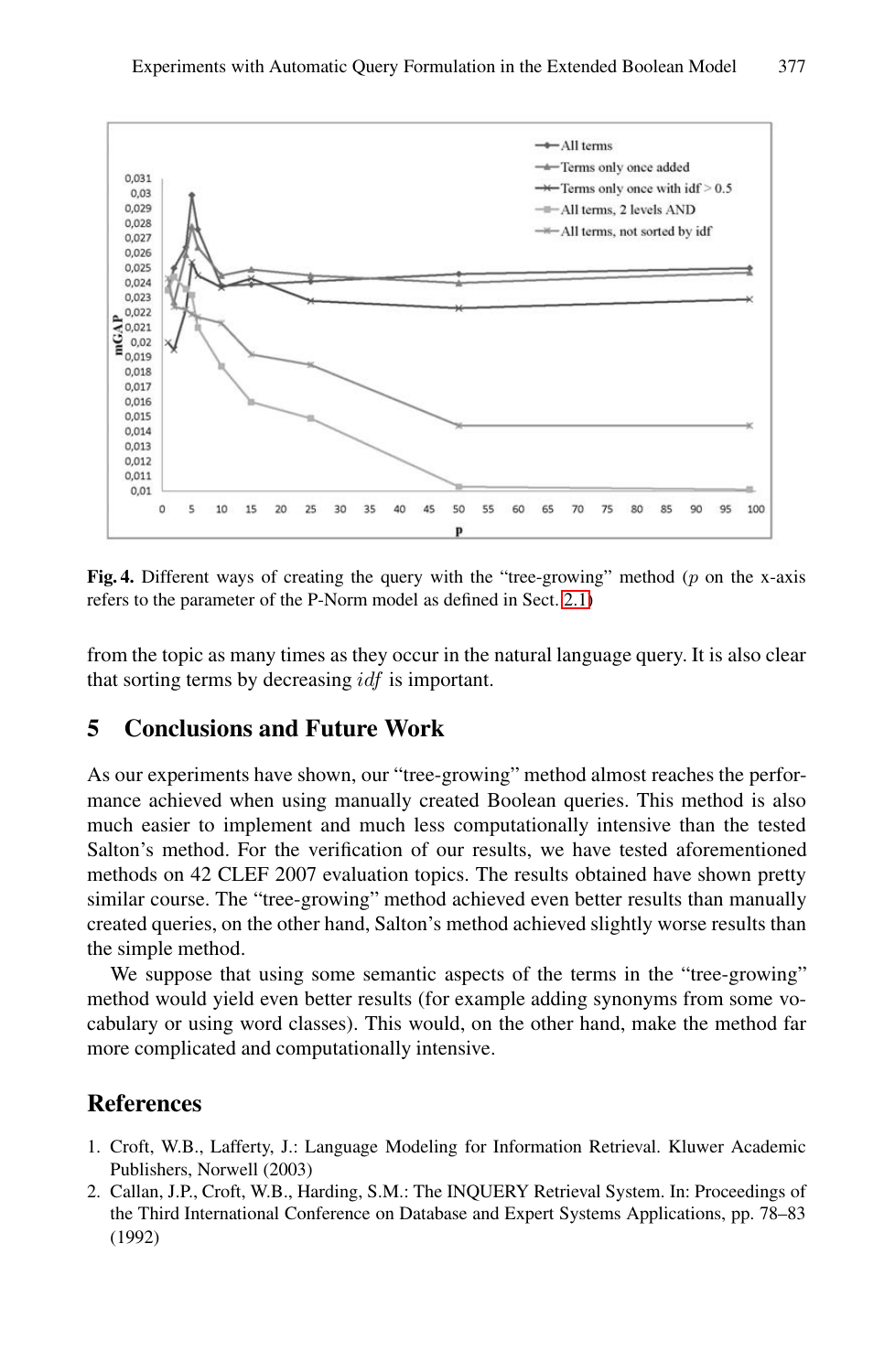**Fig. 4.** Different ways of creating the query with the "tree-growing" method ($p$ on the x-axis refers to the parameter of the P-Norm model as defined in Sect. 2.1)

from the topic as many times as they occur in the natural language query. It is also clear that sorting terms by decreasing $idf$ is important.

## 5 Conclusions and Future Work

As our experiments have shown, our "tree-growing" method almost reaches the performance achieved when using manually created Boolean queries. This method is also much easier to implement and much less computationally intensive than the tested Salton's method. For the verification of our results, we have tested aforementioned methods on 42 CLEF 2007 evaluation topics. The results obtained have shown pretty similar course. The "tree-growing" method achieved even better results than manually created queries, on the other hand, Salton's method achieved slightly worse results than the simple method.

We suppose that using some semantic aspects of the terms in the "tree-growing" method would yield even better results (for example adding synonyms from some vocabulary or using word classes). This would, on the other hand, make the method far more complicated and computationally intensive.

## References

1. Croft, W.B., Lafferty, J.: Language Modeling for Information Retrieval. Kluwer Academic Publishers, Norwell (2003)
2. Callan, J.P., Croft, W.B., Harding, S.M.: The INQUERY Retrieval System. In: Proceedings of the Third International Conference on Database and Expert Systems Applications, pp. 78–83 (1992)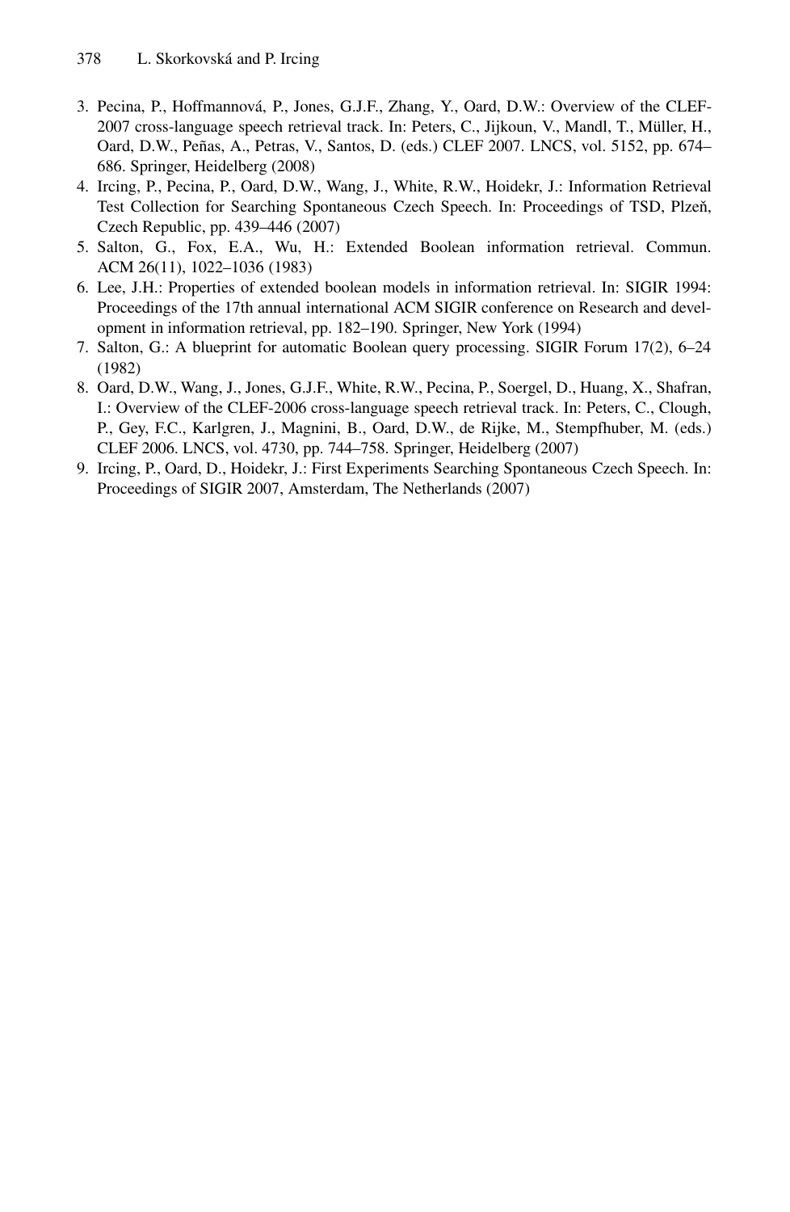3. Pecina, P., Hoffmannová, P., Jones, G.J.F., Zhang, Y., Oard, D.W.: Overview of the CLEF-2007 cross-language speech retrieval track. In: Peters, C., Jijkoun, V., Mandl, T., Müller, H., Oard, D.W., Peñas, A., Petras, V., Santos, D. (eds.) CLEF 2007. LNCS, vol. 5152, pp. 674–686. Springer, Heidelberg (2008)
4. Ircing, P., Pecina, P., Oard, D.W., Wang, J., White, R.W., Hoidekr, J.: Information Retrieval Test Collection for Searching Spontaneous Czech Speech. In: Proceedings of TSD, Plzeň, Czech Republic, pp. 439–446 (2007)
5. Salton, G., Fox, E.A., Wu, H.: Extended Boolean information retrieval. Commun. ACM 26(11), 1022–1036 (1983)
6. Lee, J.H.: Properties of extended boolean models in information retrieval. In: SIGIR 1994: Proceedings of the 17th annual international ACM SIGIR conference on Research and development in information retrieval, pp. 182–190. Springer, New York (1994)
7. Salton, G.: A blueprint for automatic Boolean query processing. SIGIR Forum 17(2), 6–24 (1982)
8. Oard, D.W., Wang, J., Jones, G.J.F., White, R.W., Pecina, P., Soergel, D., Huang, X., Shafran, I.: Overview of the CLEF-2006 cross-language speech retrieval track. In: Peters, C., Clough, P., Gey, F.C., Karlgren, J., Magnini, B., Oard, D.W., de Rijke, M., Stempfhuber, M. (eds.) CLEF 2006. LNCS, vol. 4730, pp. 744–758. Springer, Heidelberg (2007)
9. Ircing, P., Oard, D., Hoidekr, J.: First Experiments Searching Spontaneous Czech Speech. In: Proceedings of SIGIR 2007, Amsterdam, The Netherlands (2007)